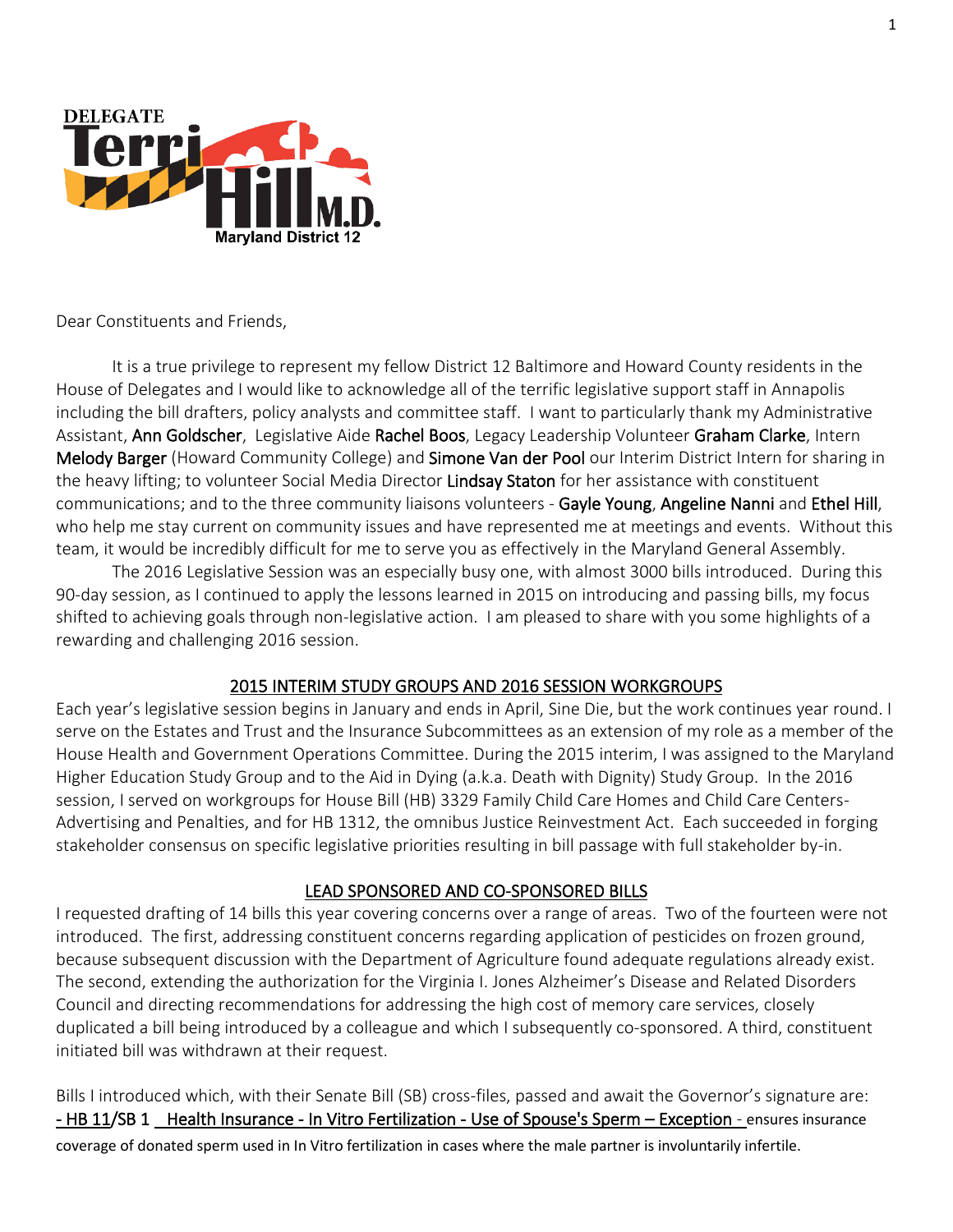DELEGATE Terri Hill M.D.
Maryland District 12

Dear Constituents and Friends,

It is a true privilege to represent my fellow District 12 Baltimore and Howard County residents in the House of Delegates and I would like to acknowledge all of the terrific legislative support staff in Annapolis including the bill drafters, policy analysts and committee staff. I want to particularly thank my Administrative Assistant, **Ann Goldscher**, Legislative Aide **Rachel Boos**, Legacy Leadership Volunteer **Graham Clarke**, Intern **Melody Barger** (Howard Community College) and **Simone Van der Pool** our Interim District Intern for sharing in the heavy lifting; to volunteer Social Media Director **Lindsay Staton** for her assistance with constituent communications; and to the three community liaisons volunteers - **Gayle Young**, **Angeline Nanni** and **Ethel Hill**, who help me stay current on community issues and have represented me at meetings and events. Without this team, it would be incredibly difficult for me to serve you as effectively in the Maryland General Assembly.

The 2016 Legislative Session was an especially busy one, with almost 3000 bills introduced. During this 90-day session, as I continued to apply the lessons learned in 2015 on introducing and passing bills, my focus shifted to achieving goals through non-legislative action. I am pleased to share with you some highlights of a rewarding and challenging 2016 session.

## 2015 INTERIM STUDY GROUPS AND 2016 SESSION WORKGROUPS

Each year's legislative session begins in January and ends in April, Sine Die, but the work continues year round. I serve on the Estates and Trust and the Insurance Subcommittees as an extension of my role as a member of the House Health and Government Operations Committee. During the 2015 interim, I was assigned to the Maryland Higher Education Study Group and to the Aid in Dying (a.k.a. Death with Dignity) Study Group. In the 2016 session, I served on workgroups for House Bill (HB) 3329 Family Child Care Homes and Child Care Centers- Advertising and Penalties, and for HB 1312, the omnibus Justice Reinvestment Act. Each succeeded in forging stakeholder consensus on specific legislative priorities resulting in bill passage with full stakeholder by-in.

## LEAD SPONSORED AND CO-SPONSORED BILLS

I requested drafting of 14 bills this year covering concerns over a range of areas. Two of the fourteen were not introduced. The first, addressing constituent concerns regarding application of pesticides on frozen ground, because subsequent discussion with the Department of Agriculture found adequate regulations already exist. The second, extending the authorization for the Virginia I. Jones Alzheimer's Disease and Related Disorders Council and directing recommendations for addressing the high cost of memory care services, closely duplicated a bill being introduced by a colleague and which I subsequently co-sponsored. A third, constituent initiated bill was withdrawn at their request.

Bills I introduced which, with their Senate Bill (SB) cross-files, passed and await the Governor's signature are:

- HB 11/SB 1 Health Insurance - In Vitro Fertilization - Use of Spouse's Sperm – Exception - ensures insurance coverage of donated sperm used in In Vitro fertilization in cases where the male partner is involuntarily infertile.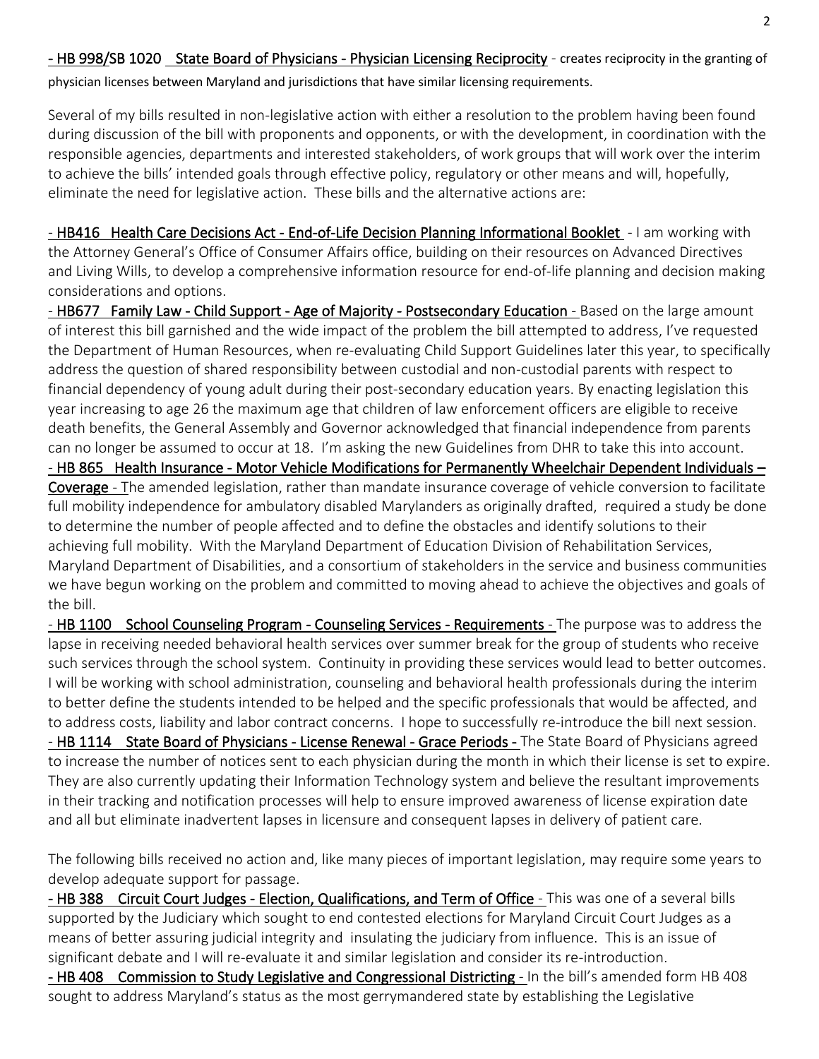- <u>HB 998/SB 1020 State Board of Physicians - Physician Licensing Reciprocity</u> - creates reciprocity in the granting of physician licenses between Maryland and jurisdictions that have similar licensing requirements.

Several of my bills resulted in non-legislative action with either a resolution to the problem having been found during discussion of the bill with proponents and opponents, or with the development, in coordination with the responsible agencies, departments and interested stakeholders, of work groups that will work over the interim to achieve the bills' intended goals through effective policy, regulatory or other means and will, hopefully, eliminate the need for legislative action. These bills and the alternative actions are:

- <u>HB416 Health Care Decisions Act - End-of-Life Decision Planning Informational Booklet</u> - I am working with the Attorney General's Office of Consumer Affairs office, building on their resources on Advanced Directives and Living Wills, to develop a comprehensive information resource for end-of-life planning and decision making considerations and options.

- <u>HB677 Family Law - Child Support - Age of Majority - Postsecondary Education</u> - Based on the large amount of interest this bill garnished and the wide impact of the problem the bill attempted to address, I've requested the Department of Human Resources, when re-evaluating Child Support Guidelines later this year, to specifically address the question of shared responsibility between custodial and non-custodial parents with respect to financial dependency of young adult during their post-secondary education years. By enacting legislation this year increasing to age 26 the maximum age that children of law enforcement officers are eligible to receive death benefits, the General Assembly and Governor acknowledged that financial independence from parents can no longer be assumed to occur at 18. I'm asking the new Guidelines from DHR to take this into account.

- <u>HB 865 Health Insurance - Motor Vehicle Modifications for Permanently Wheelchair Dependent Individuals – Coverage</u> - The amended legislation, rather than mandate insurance coverage of vehicle conversion to facilitate full mobility independence for ambulatory disabled Marylanders as originally drafted, required a study be done to determine the number of people affected and to define the obstacles and identify solutions to their achieving full mobility. With the Maryland Department of Education Division of Rehabilitation Services, Maryland Department of Disabilities, and a consortium of stakeholders in the service and business communities we have begun working on the problem and committed to moving ahead to achieve the objectives and goals of the bill.

- <u>HB 1100 School Counseling Program - Counseling Services - Requirements</u> - The purpose was to address the lapse in receiving needed behavioral health services over summer break for the group of students who receive such services through the school system. Continuity in providing these services would lead to better outcomes. I will be working with school administration, counseling and behavioral health professionals during the interim to better define the students intended to be helped and the specific professionals that would be affected, and to address costs, liability and labor contract concerns. I hope to successfully re-introduce the bill next session.

- <u>HB 1114 State Board of Physicians - License Renewal - Grace Periods</u> - The State Board of Physicians agreed to increase the number of notices sent to each physician during the month in which their license is set to expire. They are also currently updating their Information Technology system and believe the resultant improvements in their tracking and notification processes will help to ensure improved awareness of license expiration date and all but eliminate inadvertent lapses in licensure and consequent lapses in delivery of patient care.

The following bills received no action and, like many pieces of important legislation, may require some years to develop adequate support for passage.

- <u>HB 388 Circuit Court Judges - Election, Qualifications, and Term of Office</u> - This was one of a several bills supported by the Judiciary which sought to end contested elections for Maryland Circuit Court Judges as a means of better assuring judicial integrity and insulating the judiciary from influence. This is an issue of significant debate and I will re-evaluate it and similar legislation and consider its re-introduction.

- <u>HB 408 Commission to Study Legislative and Congressional Districting</u> - In the bill's amended form HB 408 sought to address Maryland's status as the most gerrymandered state by establishing the Legislative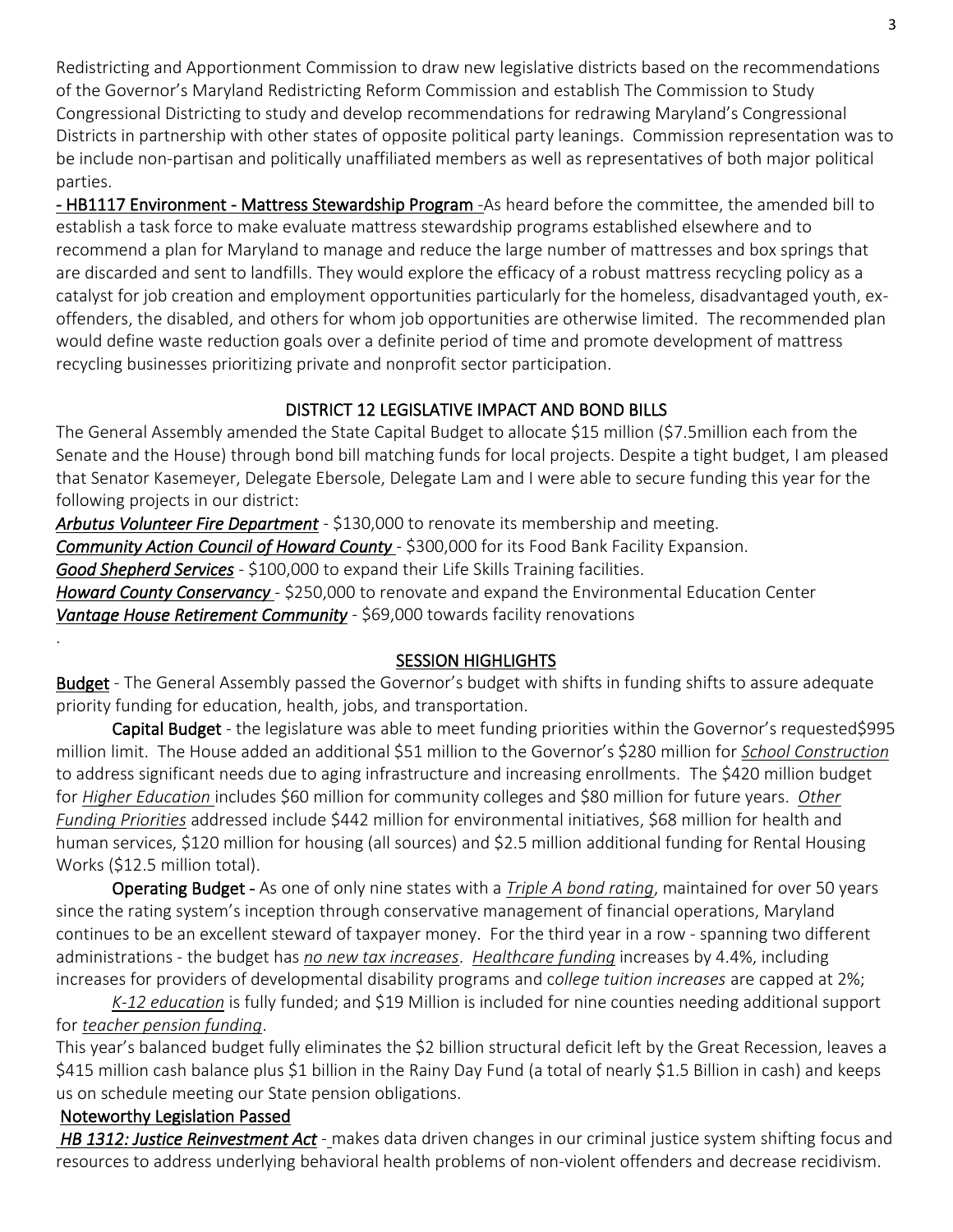Redistricting and Apportionment Commission to draw new legislative districts based on the recommendations of the Governor's Maryland Redistricting Reform Commission and establish The Commission to Study Congressional Districting to study and develop recommendations for redrawing Maryland's Congressional Districts in partnership with other states of opposite political party leanings. Commission representation was to be include non-partisan and politically unaffiliated members as well as representatives of both major political parties.

**- HB1117 Environment - Mattress Stewardship Program** -As heard before the committee, the amended bill to establish a task force to make evaluate mattress stewardship programs established elsewhere and to recommend a plan for Maryland to manage and reduce the large number of mattresses and box springs that are discarded and sent to landfills. They would explore the efficacy of a robust mattress recycling policy as a catalyst for job creation and employment opportunities particularly for the homeless, disadvantaged youth, ex-offenders, the disabled, and others for whom job opportunities are otherwise limited. The recommended plan would define waste reduction goals over a definite period of time and promote development of mattress recycling businesses prioritizing private and nonprofit sector participation.

## DISTRICT 12 LEGISLATIVE IMPACT AND BOND BILLS

The General Assembly amended the State Capital Budget to allocate $15 million ($7.5million each from the Senate and the House) through bond bill matching funds for local projects. Despite a tight budget, I am pleased that Senator Kasemeyer, Delegate Ebersole, Delegate Lam and I were able to secure funding this year for the following projects in our district:

***Arbutus Volunteer Fire Department*** - $130,000 to renovate its membership and meeting.
***Community Action Council of Howard County*** - $300,000 for its Food Bank Facility Expansion.
***Good Shepherd Services*** - $100,000 to expand their Life Skills Training facilities.
***Howard County Conservancy*** - $250,000 to renovate and expand the Environmental Education Center
***Vantage House Retirement Community*** - $69,000 towards facility renovations

.

## SESSION HIGHLIGHTS

**Budget** - The General Assembly passed the Governor's budget with shifts in funding shifts to assure adequate priority funding for education, health, jobs, and transportation.

**Capital Budget** - the legislature was able to meet funding priorities within the Governor's requested$995 million limit. The House added an additional $51 million to the Governor's $280 million for *School Construction* to address significant needs due to aging infrastructure and increasing enrollments. The $420 million budget for *Higher Education* includes $60 million for community colleges and $80 million for future years. *Other Funding Priorities* addressed include $442 million for environmental initiatives, $68 million for health and human services, $120 million for housing (all sources) and $2.5 million additional funding for Rental Housing Works ($12.5 million total).

**Operating Budget -** As one of only nine states with a *Triple A bond rating*, maintained for over 50 years since the rating system's inception through conservative management of financial operations, Maryland continues to be an excellent steward of taxpayer money. For the third year in a row - spanning two different administrations - the budget has *no new tax increases*. *Healthcare funding* increases by 4.4%, including increases for providers of developmental disability programs and *college tuition increases* are capped at 2%;

*K-12 education* is fully funded; and $19 Million is included for nine counties needing additional support for *teacher pension funding*.

This year's balanced budget fully eliminates the $2 billion structural deficit left by the Great Recession, leaves a $415 million cash balance plus $1 billion in the Rainy Day Fund (a total of nearly $1.5 Billion in cash) and keeps us on schedule meeting our State pension obligations.

### Noteworthy Legislation Passed

***HB 1312: Justice Reinvestment Act*** - makes data driven changes in our criminal justice system shifting focus and resources to address underlying behavioral health problems of non-violent offenders and decrease recidivism.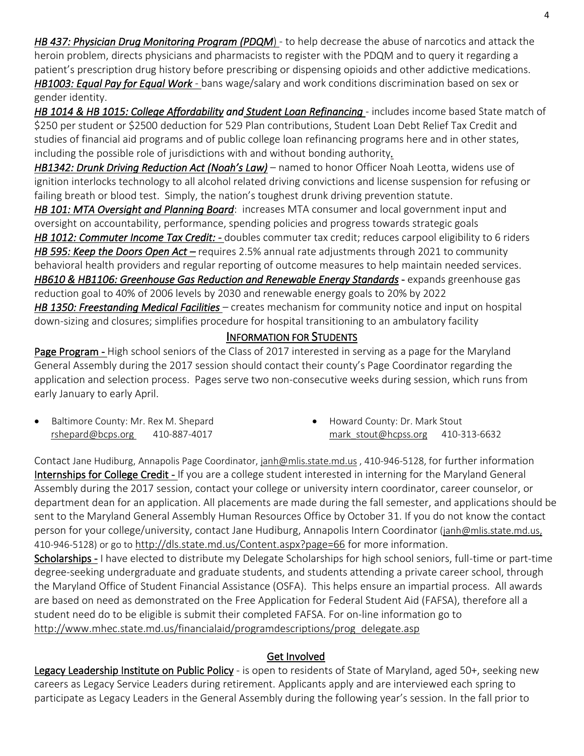***HB 437: Physician Drug Monitoring Program (PDQM)*** - to help decrease the abuse of narcotics and attack the heroin problem, directs physicians and pharmacists to register with the PDQM and to query it regarding a patient's prescription drug history before prescribing or dispensing opioids and other addictive medications.
***HB1003: Equal Pay for Equal Work*** - bans wage/salary and work conditions discrimination based on sex or gender identity.
***HB 1014 & HB 1015: College Affordability and Student Loan Refinancing*** - includes income based State match of $250 per student or $2500 deduction for 529 Plan contributions, Student Loan Debt Relief Tax Credit and studies of financial aid programs and of public college loan refinancing programs here and in other states, including the possible role of jurisdictions with and without bonding authority.
***HB1342: Drunk Driving Reduction Act (Noah's Law)*** – named to honor Officer Noah Leotta, widens use of ignition interlocks technology to all alcohol related driving convictions and license suspension for refusing or failing breath or blood test. Simply, the nation's toughest drunk driving prevention statute.
***HB 101: MTA Oversight and Planning Board***: increases MTA consumer and local government input and oversight on accountability, performance, spending policies and progress towards strategic goals
***HB 1012: Commuter Income Tax Credit: -*** doubles commuter tax credit; reduces carpool eligibility to 6 riders
***HB 595: Keep the Doors Open Act –*** requires 2.5% annual rate adjustments through 2021 to community behavioral health providers and regular reporting of outcome measures to help maintain needed services.
***HB610 & HB1106: Greenhouse Gas Reduction and Renewable Energy Standards*** - expands greenhouse gas reduction goal to 40% of 2006 levels by 2030 and renewable energy goals to 20% by 2022
***HB 1350: Freestanding Medical Facilities*** – creates mechanism for community notice and input on hospital down-sizing and closures; simplifies procedure for hospital transitioning to an ambulatory facility

## INFORMATION FOR STUDENTS

**Page Program -** High school seniors of the Class of 2017 interested in serving as a page for the Maryland General Assembly during the 2017 session should contact their county's Page Coordinator regarding the application and selection process. Pages serve two non-consecutive weeks during session, which runs from early January to early April.

- Baltimore County: Mr. Rex M. Shepard
  rshepard@bcps.org 410-887-4017
- Howard County: Dr. Mark Stout
  mark_stout@hcpss.org 410-313-6632

Contact Jane Hudiburg, Annapolis Page Coordinator, janh@mlis.state.md.us , 410-946-5128, for further information
**Internships for College Credit -** If you are a college student interested in interning for the Maryland General Assembly during the 2017 session, contact your college or university intern coordinator, career counselor, or department dean for an application. All placements are made during the fall semester, and applications should be sent to the Maryland General Assembly Human Resources Office by October 31. If you do not know the contact person for your college/university, contact Jane Hudiburg, Annapolis Intern Coordinator (janh@mlis.state.md.us, 410-946-5128) or go to http://dls.state.md.us/Content.aspx?page=66 for more information.
**Scholarships -** I have elected to distribute my Delegate Scholarships for high school seniors, full-time or part-time degree-seeking undergraduate and graduate students, and students attending a private career school, through the Maryland Office of Student Financial Assistance (OSFA). This helps ensure an impartial process. All awards are based on need as demonstrated on the Free Application for Federal Student Aid (FAFSA), therefore all a student need do to be eligible is submit their completed FAFSA. For on-line information go to http://www.mhec.state.md.us/financialaid/programdescriptions/prog_delegate.asp

## Get Involved

**Legacy Leadership Institute on Public Policy** - is open to residents of State of Maryland, aged 50+, seeking new careers as Legacy Service Leaders during retirement. Applicants apply and are interviewed each spring to participate as Legacy Leaders in the General Assembly during the following year's session. In the fall prior to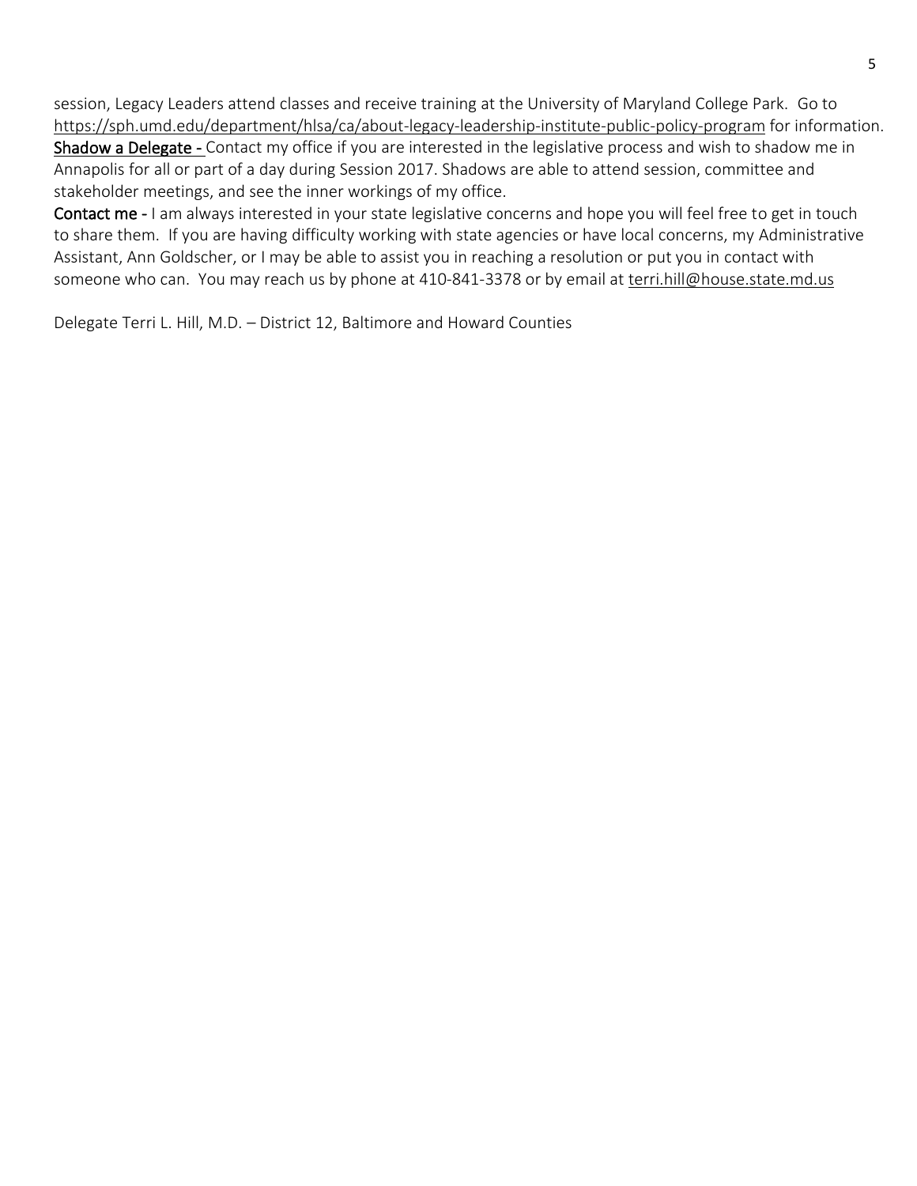session, Legacy Leaders attend classes and receive training at the University of Maryland College Park. Go to https://sph.umd.edu/department/hlsa/ca/about-legacy-leadership-institute-public-policy-program for information.

**Shadow a Delegate -** Contact my office if you are interested in the legislative process and wish to shadow me in Annapolis for all or part of a day during Session 2017. Shadows are able to attend session, committee and stakeholder meetings, and see the inner workings of my office.

**Contact me -** I am always interested in your state legislative concerns and hope you will feel free to get in touch to share them. If you are having difficulty working with state agencies or have local concerns, my Administrative Assistant, Ann Goldscher, or I may be able to assist you in reaching a resolution or put you in contact with someone who can. You may reach us by phone at 410-841-3378 or by email at terri.hill@house.state.md.us

Delegate Terri L. Hill, M.D. – District 12, Baltimore and Howard Counties